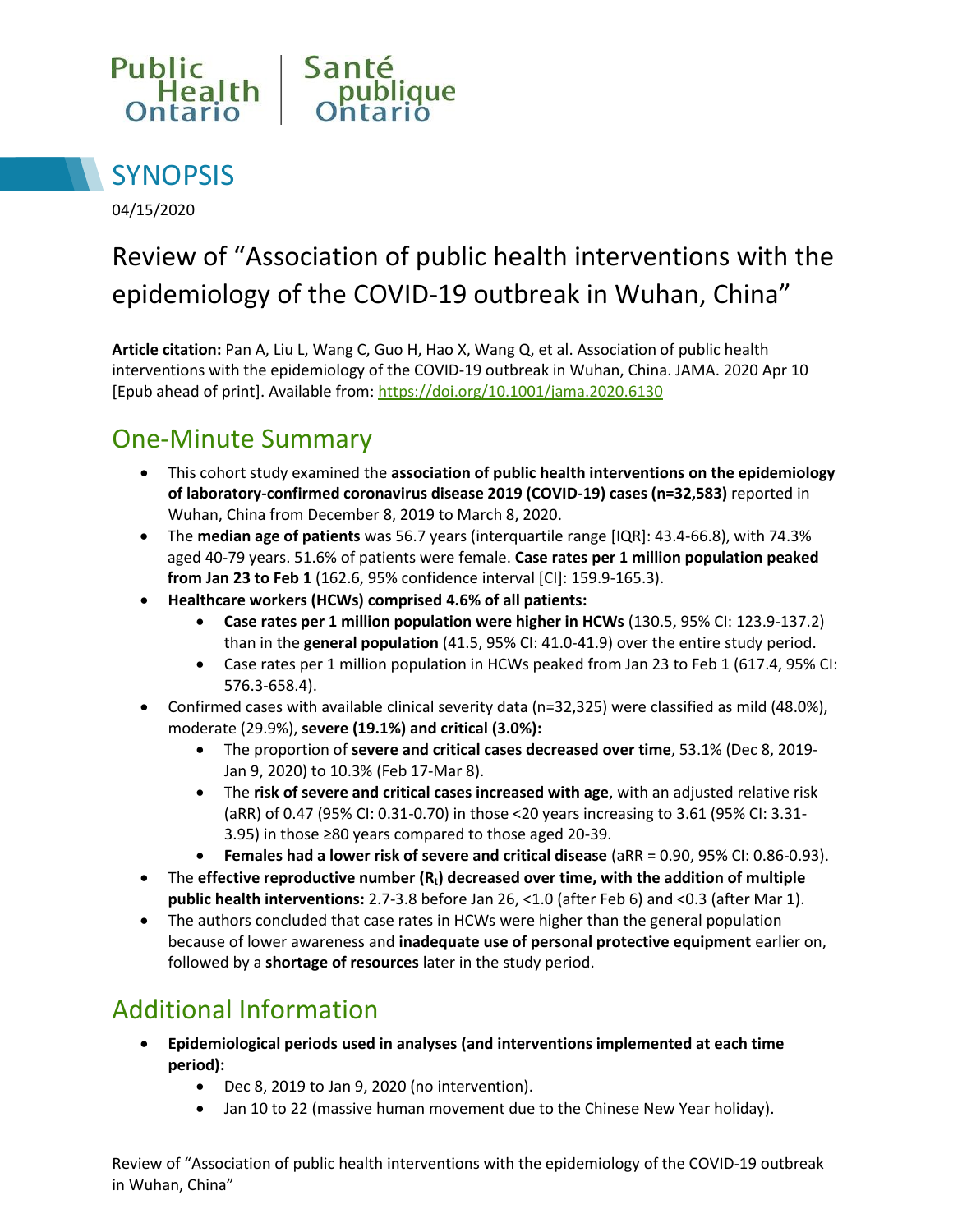Public Health Ontario | Santé publique Ontario

# SYNOPSIS

04/15/2020

# Review of "Association of public health interventions with the epidemiology of the COVID-19 outbreak in Wuhan, China"

**Article citation:** Pan A, Liu L, Wang C, Guo H, Hao X, Wang Q, et al. Association of public health interventions with the epidemiology of the COVID-19 outbreak in Wuhan, China. JAMA. 2020 Apr 10 [Epub ahead of print]. Available from: https://doi.org/10.1001/jama.2020.6130

## One-Minute Summary

- This cohort study examined the **association of public health interventions on the epidemiology of laboratory-confirmed coronavirus disease 2019 (COVID-19) cases (n=32,583)** reported in Wuhan, China from December 8, 2019 to March 8, 2020.
- The **median age of patients** was 56.7 years (interquartile range [IQR]: 43.4-66.8), with 74.3% aged 40-79 years. 51.6% of patients were female. **Case rates per 1 million population peaked from Jan 23 to Feb 1** (162.6, 95% confidence interval [CI]: 159.9-165.3).
- **Healthcare workers (HCWs) comprised 4.6% of all patients:**
  - **Case rates per 1 million population were higher in HCWs** (130.5, 95% CI: 123.9-137.2) than in the **general population** (41.5, 95% CI: 41.0-41.9) over the entire study period.
  - Case rates per 1 million population in HCWs peaked from Jan 23 to Feb 1 (617.4, 95% CI: 576.3-658.4).
- Confirmed cases with available clinical severity data (n=32,325) were classified as mild (48.0%), moderate (29.9%), **severe (19.1%) and critical (3.0%):**
  - The proportion of **severe and critical cases decreased over time**, 53.1% (Dec 8, 2019-Jan 9, 2020) to 10.3% (Feb 17-Mar 8).
  - The **risk of severe and critical cases increased with age**, with an adjusted relative risk (aRR) of 0.47 (95% CI: 0.31-0.70) in those <20 years increasing to 3.61 (95% CI: 3.31-3.95) in those ≥80 years compared to those aged 20-39.
  - **Females had a lower risk of severe and critical disease** (aRR = 0.90, 95% CI: 0.86-0.93).
- The **effective reproductive number ($R_t$) decreased over time, with the addition of multiple public health interventions:** 2.7-3.8 before Jan 26, <1.0 (after Feb 6) and <0.3 (after Mar 1).
- The authors concluded that case rates in HCWs were higher than the general population because of lower awareness and **inadequate use of personal protective equipment** earlier on, followed by a **shortage of resources** later in the study period.

## Additional Information

- **Epidemiological periods used in analyses (and interventions implemented at each time period):**
  - Dec 8, 2019 to Jan 9, 2020 (no intervention).
  - Jan 10 to 22 (massive human movement due to the Chinese New Year holiday).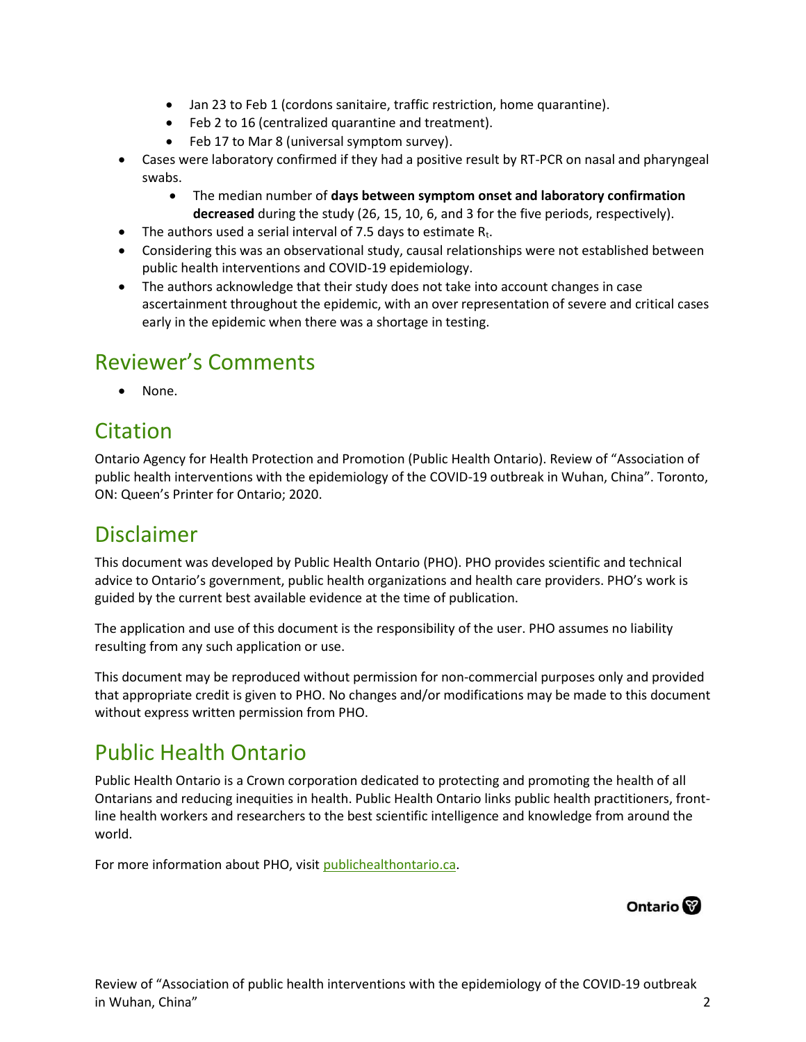- Jan 23 to Feb 1 (cordons sanitaire, traffic restriction, home quarantine).
  - Feb 2 to 16 (centralized quarantine and treatment).
  - Feb 17 to Mar 8 (universal symptom survey).
- Cases were laboratory confirmed if they had a positive result by RT-PCR on nasal and pharyngeal swabs.
  - The median number of **days between symptom onset and laboratory confirmation decreased** during the study (26, 15, 10, 6, and 3 for the five periods, respectively).
- The authors used a serial interval of 7.5 days to estimate $R_t$.
- Considering this was an observational study, causal relationships were not established between public health interventions and COVID-19 epidemiology.
- The authors acknowledge that their study does not take into account changes in case ascertainment throughout the epidemic, with an over representation of severe and critical cases early in the epidemic when there was a shortage in testing.

## Reviewer's Comments

- None.

## Citation

Ontario Agency for Health Protection and Promotion (Public Health Ontario). Review of "Association of public health interventions with the epidemiology of the COVID-19 outbreak in Wuhan, China". Toronto, ON: Queen's Printer for Ontario; 2020.

## Disclaimer

This document was developed by Public Health Ontario (PHO). PHO provides scientific and technical advice to Ontario's government, public health organizations and health care providers. PHO's work is guided by the current best available evidence at the time of publication.

The application and use of this document is the responsibility of the user. PHO assumes no liability resulting from any such application or use.

This document may be reproduced without permission for non-commercial purposes only and provided that appropriate credit is given to PHO. No changes and/or modifications may be made to this document without express written permission from PHO.

## Public Health Ontario

Public Health Ontario is a Crown corporation dedicated to protecting and promoting the health of all Ontarians and reducing inequities in health. Public Health Ontario links public health practitioners, front-line health workers and researchers to the best scientific intelligence and knowledge from around the world.

For more information about PHO, visit publichealthontario.ca.

Ontario